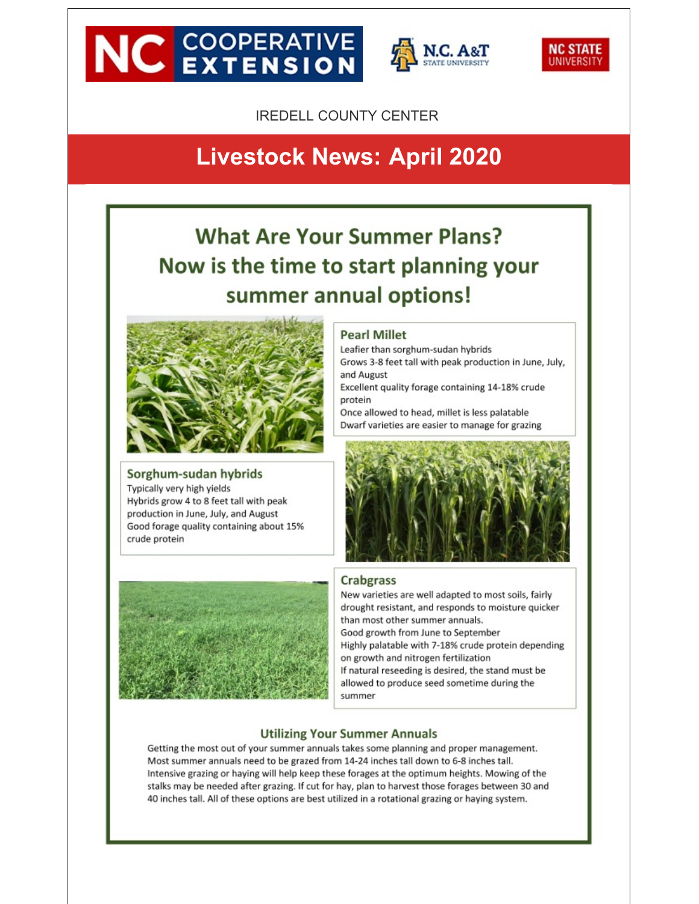IREDELL COUNTY CENTER

# Livestock News: April 2020

## What Are Your Summer Plans? Now is the time to start planning your summer annual options!

### Pearl Millet

Leafier than sorghum-sudan hybrids
Grows 3-8 feet tall with peak production in June, July, and August
Excellent quality forage containing 14-18% crude protein
Once allowed to head, millet is less palatable
Dwarf varieties are easier to manage for grazing

### Sorghum-sudan hybrids

Typically very high yields
Hybrids grow 4 to 8 feet tall with peak production in June, July, and August
Good forage quality containing about 15% crude protein

### Crabgrass

New varieties are well adapted to most soils, fairly drought resistant, and responds to moisture quicker than most other summer annuals.
Good growth from June to September
Highly palatable with 7-18% crude protein depending on growth and nitrogen fertilization
If natural reseeding is desired, the stand must be allowed to produce seed sometime during the summer

### Utilizing Your Summer Annuals

Getting the most out of your summer annuals takes some planning and proper management. Most summer annuals need to be grazed from 14-24 inches tall down to 6-8 inches tall. Intensive grazing or haying will help keep these forages at the optimum heights. Mowing of the stalks may be needed after grazing. If cut for hay, plan to harvest those forages between 30 and 40 inches tall. All of these options are best utilized in a rotational grazing or haying system.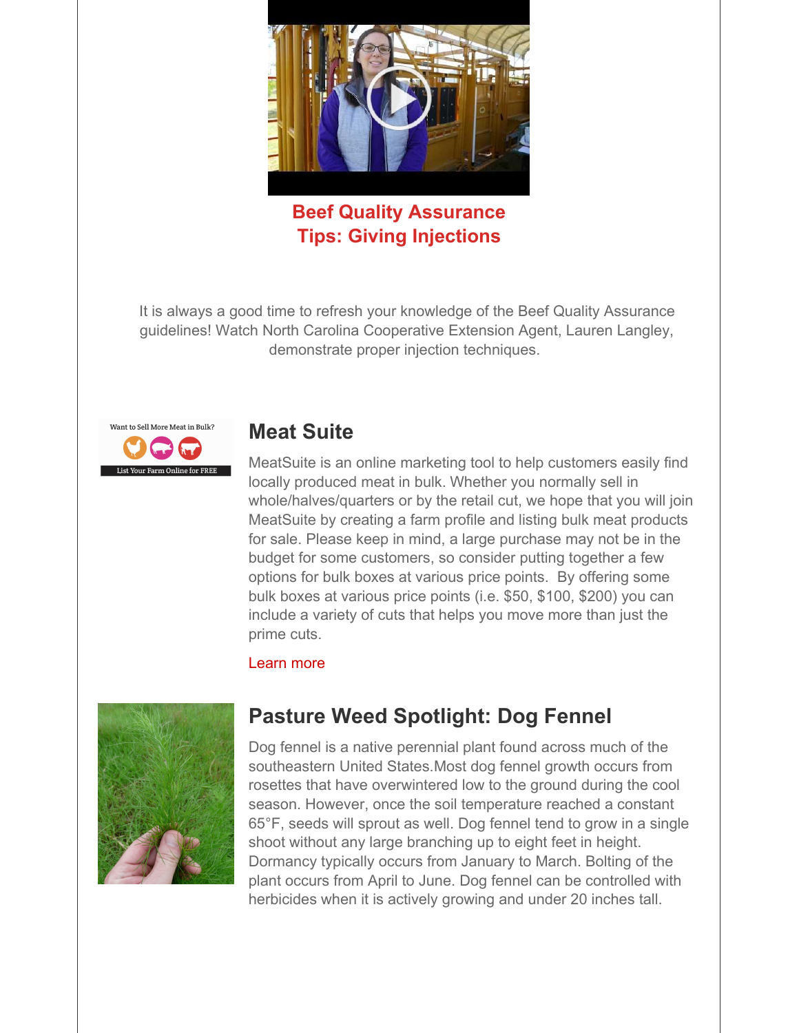## Beef Quality Assurance Tips: Giving Injections

It is always a good time to refresh your knowledge of the Beef Quality Assurance guidelines! Watch North Carolina Cooperative Extension Agent, Lauren Langley, demonstrate proper injection techniques.

## Meat Suite

MeatSuite is an online marketing tool to help customers easily find locally produced meat in bulk. Whether you normally sell in whole/halves/quarters or by the retail cut, we hope that you will join MeatSuite by creating a farm profile and listing bulk meat products for sale. Please keep in mind, a large purchase may not be in the budget for some customers, so consider putting together a few options for bulk boxes at various price points. By offering some bulk boxes at various price points (i.e. $50, $100, $200) you can include a variety of cuts that helps you move more than just the prime cuts.

Learn more

## Pasture Weed Spotlight: Dog Fennel

Dog fennel is a native perennial plant found across much of the southeastern United States.Most dog fennel growth occurs from rosettes that have overwintered low to the ground during the cool season. However, once the soil temperature reached a constant 65°F, seeds will sprout as well. Dog fennel tend to grow in a single shoot without any large branching up to eight feet in height. Dormancy typically occurs from January to March. Bolting of the plant occurs from April to June. Dog fennel can be controlled with herbicides when it is actively growing and under 20 inches tall.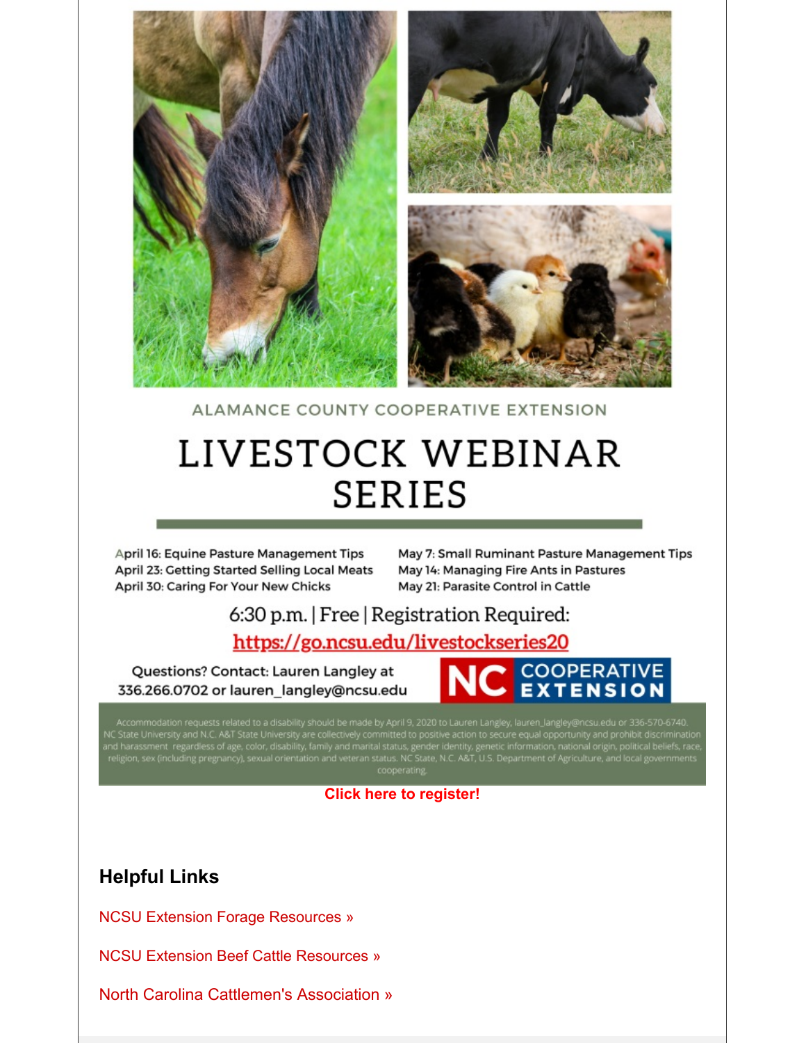ALAMANCE COUNTY COOPERATIVE EXTENSION

# LIVESTOCK WEBINAR SERIES

April 16: Equine Pasture Management Tips
April 23: Getting Started Selling Local Meats
April 30: Caring For Your New Chicks
May 7: Small Ruminant Pasture Management Tips
May 14: Managing Fire Ants in Pastures
May 21: Parasite Control in Cattle

6:30 p.m. | Free | Registration Required:
https://go.ncsu.edu/livestockseries20

Questions? Contact: Lauren Langley at 336.266.0702 or lauren_langley@ncsu.edu

NC COOPERATIVE EXTENSION

Accommodation requests related to a disability should be made by April 9, 2020 to Lauren Langley, lauren_langley@ncsu.edu or 336-570-6740. NC State University and N.C. A&T State University are collectively committed to positive action to secure equal opportunity and prohibit discrimination and harassment regardless of age, color, disability, family and marital status, gender identity, genetic information, national origin, political beliefs, race, religion, sex (including pregnancy), sexual orientation and veteran status. NC State, N.C. A&T, U.S. Department of Agriculture, and local governments cooperating.

**Click here to register!**

## Helpful Links

NCSU Extension Forage Resources »

NCSU Extension Beef Cattle Resources »

North Carolina Cattlemen's Association »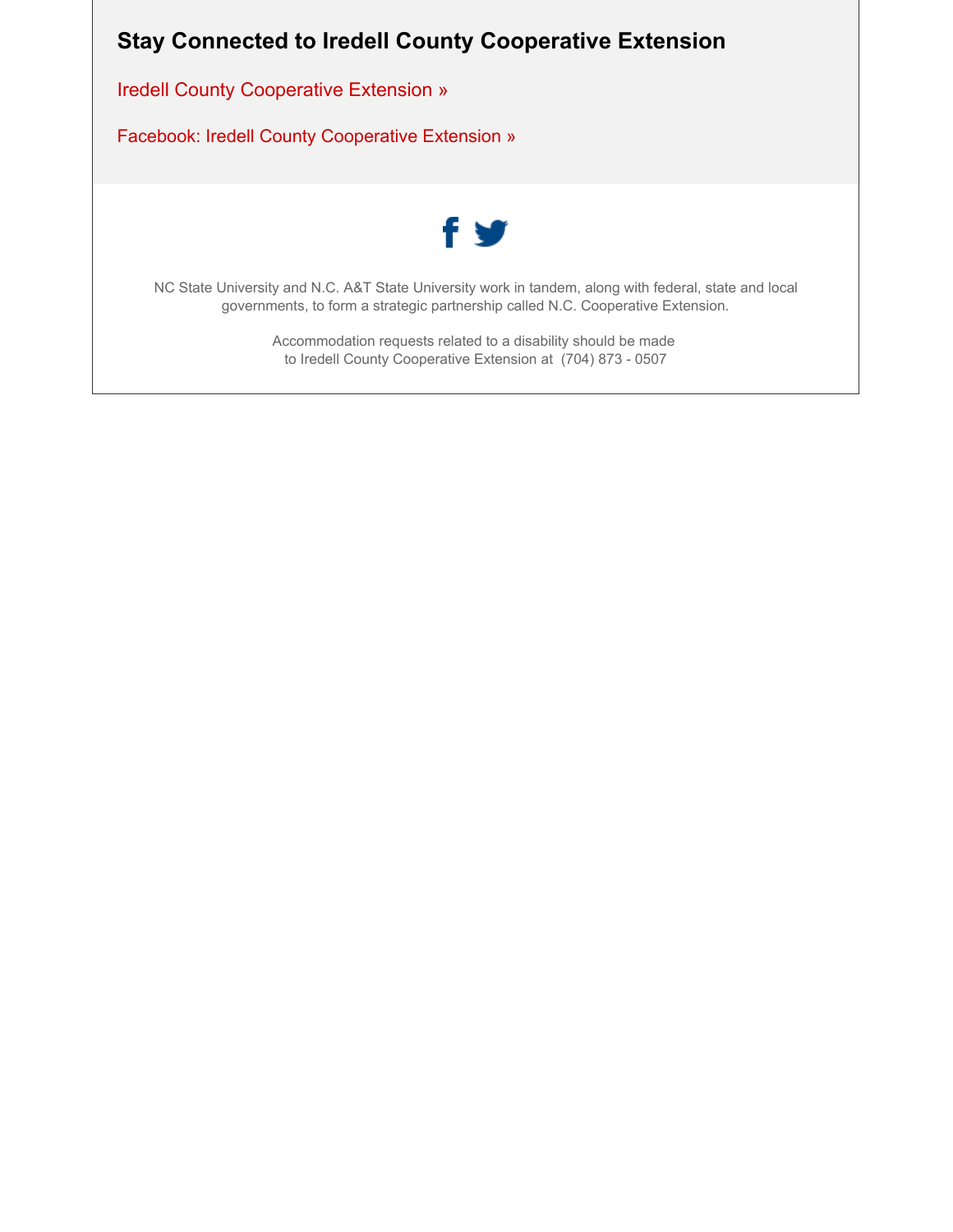## Stay Connected to Iredell County Cooperative Extension

Iredell County Cooperative Extension »

Facebook: Iredell County Cooperative Extension »

NC State University and N.C. A&T State University work in tandem, along with federal, state and local governments, to form a strategic partnership called N.C. Cooperative Extension.

Accommodation requests related to a disability should be made to Iredell County Cooperative Extension at (704) 873 - 0507